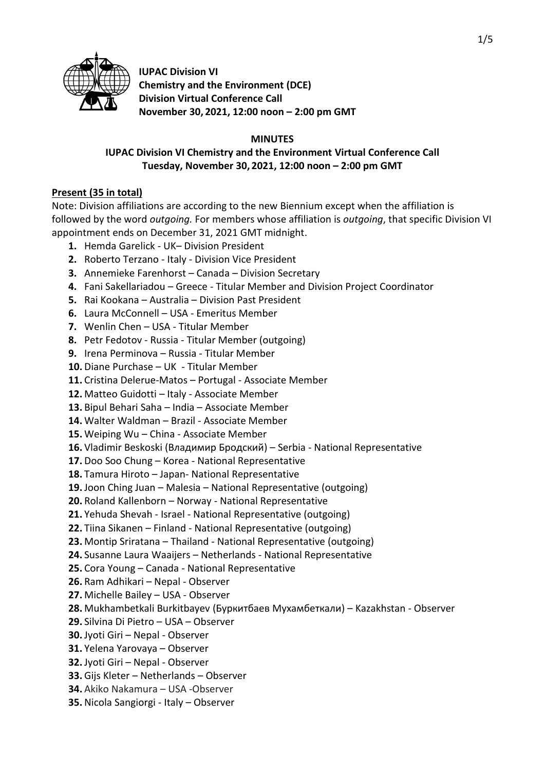**IUPAC Division VI**
**Chemistry and the Environment (DCE)**
**Division Virtual Conference Call**
**November 30, 2021, 12:00 noon – 2:00 pm GMT**

## MINUTES

### IUPAC Division VI Chemistry and the Environment Virtual Conference Call
### Tuesday, November 30, 2021, 12:00 noon – 2:00 pm GMT

**Present (35 in total)**

Note: Division affiliations are according to the new Biennium except when the affiliation is followed by the word *outgoing.* For members whose affiliation is *outgoing*, that specific Division VI appointment ends on December 31, 2021 GMT midnight.

1. Hemda Garelick - UK– Division President
2. Roberto Terzano - Italy - Division Vice President
3. Annemieke Farenhorst – Canada – Division Secretary
4. Fani Sakellariadou – Greece - Titular Member and Division Project Coordinator
5. Rai Kookana – Australia – Division Past President
6. Laura McConnell – USA - Emeritus Member
7. Wenlin Chen – USA - Titular Member
8. Petr Fedotov - Russia - Titular Member (outgoing)
9. Irena Perminova – Russia - Titular Member
10. Diane Purchase – UK - Titular Member
11. Cristina Delerue-Matos – Portugal - Associate Member
12. Matteo Guidotti – Italy - Associate Member
13. Bipul Behari Saha – India – Associate Member
14. Walter Waldman – Brazil - Associate Member
15. Weiping Wu – China - Associate Member
16. Vladimir Beskoski (Владимир Бродский) – Serbia - National Representative
17. Doo Soo Chung – Korea - National Representative
18. Tamura Hiroto – Japan- National Representative
19. Joon Ching Juan – Malesia – National Representative (outgoing)
20. Roland Kallenborn – Norway - National Representative
21. Yehuda Shevah - Israel - National Representative (outgoing)
22. Tiina Sikanen – Finland - National Representative (outgoing)
23. Montip Sriratana – Thailand - National Representative (outgoing)
24. Susanne Laura Waaijers – Netherlands - National Representative
25. Cora Young – Canada - National Representative
26. Ram Adhikari – Nepal - Observer
27. Michelle Bailey – USA - Observer
28. Mukhambetkali Burkitbayev (Буркитбаев Мухамбеткали) – Kazakhstan - Observer
29. Silvina Di Pietro – USA – Observer
30. Jyoti Giri – Nepal - Observer
31. Yelena Yarovaya – Observer
32. Jyoti Giri – Nepal - Observer
33. Gijs Kleter – Netherlands – Observer
34. Akiko Nakamura – USA -Observer
35. Nicola Sangiorgi - Italy – Observer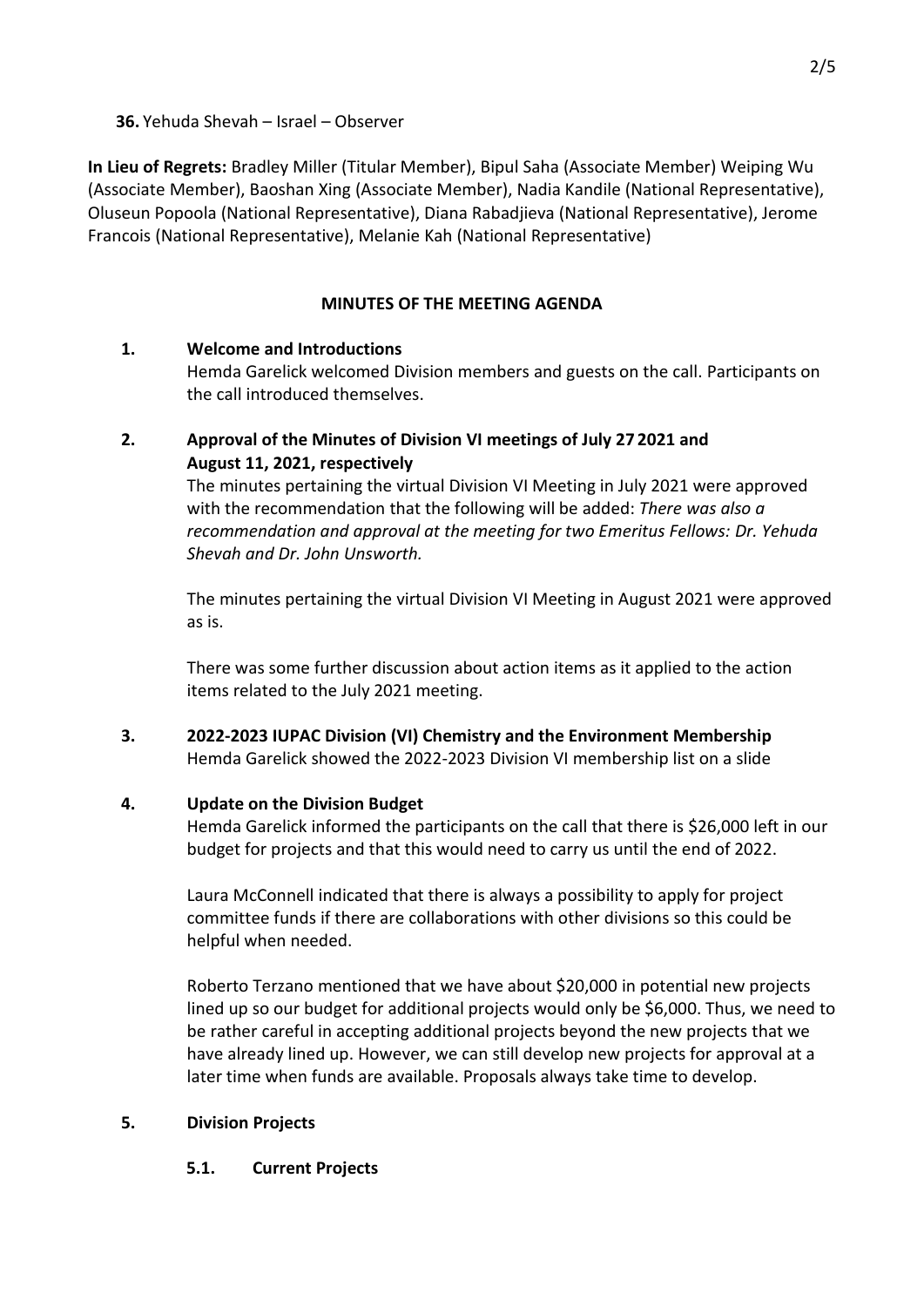**36.** Yehuda Shevah – Israel – Observer

**In Lieu of Regrets:** Bradley Miller (Titular Member), Bipul Saha (Associate Member) Weiping Wu (Associate Member), Baoshan Xing (Associate Member), Nadia Kandile (National Representative), Oluseun Popoola (National Representative), Diana Rabadjieva (National Representative), Jerome Francois (National Representative), Melanie Kah (National Representative)

**MINUTES OF THE MEETING AGENDA**

**1. Welcome and Introductions**

Hemda Garelick welcomed Division members and guests on the call. Participants on the call introduced themselves.

**2. Approval of the Minutes of Division VI meetings of July 27 2021 and August 11, 2021, respectively**

The minutes pertaining the virtual Division VI Meeting in July 2021 were approved with the recommendation that the following will be added: *There was also a recommendation and approval at the meeting for two Emeritus Fellows: Dr. Yehuda Shevah and Dr. John Unsworth.*

The minutes pertaining the virtual Division VI Meeting in August 2021 were approved as is.

There was some further discussion about action items as it applied to the action items related to the July 2021 meeting.

**3. 2022-2023 IUPAC Division (VI) Chemistry and the Environment Membership**

Hemda Garelick showed the 2022-2023 Division VI membership list on a slide

**4. Update on the Division Budget**

Hemda Garelick informed the participants on the call that there is $26,000 left in our budget for projects and that this would need to carry us until the end of 2022.

Laura McConnell indicated that there is always a possibility to apply for project committee funds if there are collaborations with other divisions so this could be helpful when needed.

Roberto Terzano mentioned that we have about $20,000 in potential new projects lined up so our budget for additional projects would only be $6,000. Thus, we need to be rather careful in accepting additional projects beyond the new projects that we have already lined up. However, we can still develop new projects for approval at a later time when funds are available. Proposals always take time to develop.

**5. Division Projects**

**5.1. Current Projects**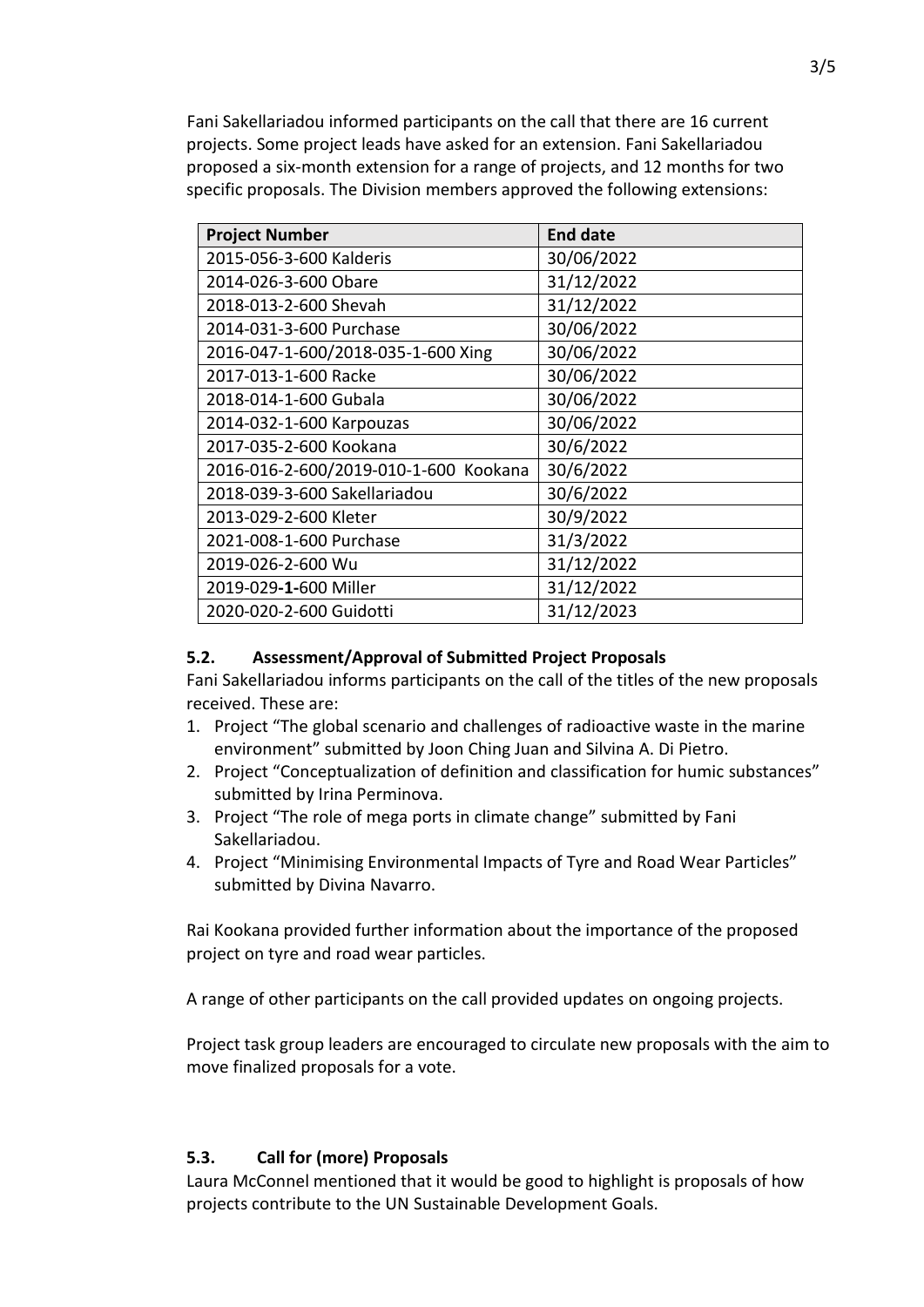Fani Sakellariadou informed participants on the call that there are 16 current projects. Some project leads have asked for an extension. Fani Sakellariadou proposed a six-month extension for a range of projects, and 12 months for two specific proposals. The Division members approved the following extensions:

| Project Number | End date |
|---|---|
| 2015-056-3-600 Kalderis | 30/06/2022 |
| 2014-026-3-600 Obare | 31/12/2022 |
| 2018-013-2-600 Shevah | 31/12/2022 |
| 2014-031-3-600 Purchase | 30/06/2022 |
| 2016-047-1-600/2018-035-1-600 Xing | 30/06/2022 |
| 2017-013-1-600 Racke | 30/06/2022 |
| 2018-014-1-600 Gubala | 30/06/2022 |
| 2014-032-1-600 Karpouzas | 30/06/2022 |
| 2017-035-2-600 Kookana | 30/6/2022 |
| 2016-016-2-600/2019-010-1-600 Kookana | 30/6/2022 |
| 2018-039-3-600 Sakellariadou | 30/6/2022 |
| 2013-029-2-600 Kleter | 30/9/2022 |
| 2021-008-1-600 Purchase | 31/3/2022 |
| 2019-026-2-600 Wu | 31/12/2022 |
| 2019-029-**1**-600 Miller | 31/12/2022 |
| 2020-020-2-600 Guidotti | 31/12/2023 |

### 5.2. Assessment/Approval of Submitted Project Proposals

Fani Sakellariadou informs participants on the call of the titles of the new proposals received. These are:

1. Project "The global scenario and challenges of radioactive waste in the marine environment" submitted by Joon Ching Juan and Silvina A. Di Pietro.
2. Project "Conceptualization of definition and classification for humic substances" submitted by Irina Perminova.
3. Project "The role of mega ports in climate change" submitted by Fani Sakellariadou.
4. Project "Minimising Environmental Impacts of Tyre and Road Wear Particles" submitted by Divina Navarro.

Rai Kookana provided further information about the importance of the proposed project on tyre and road wear particles.

A range of other participants on the call provided updates on ongoing projects.

Project task group leaders are encouraged to circulate new proposals with the aim to move finalized proposals for a vote.

### 5.3. Call for (more) Proposals

Laura McConnel mentioned that it would be good to highlight is proposals of how projects contribute to the UN Sustainable Development Goals.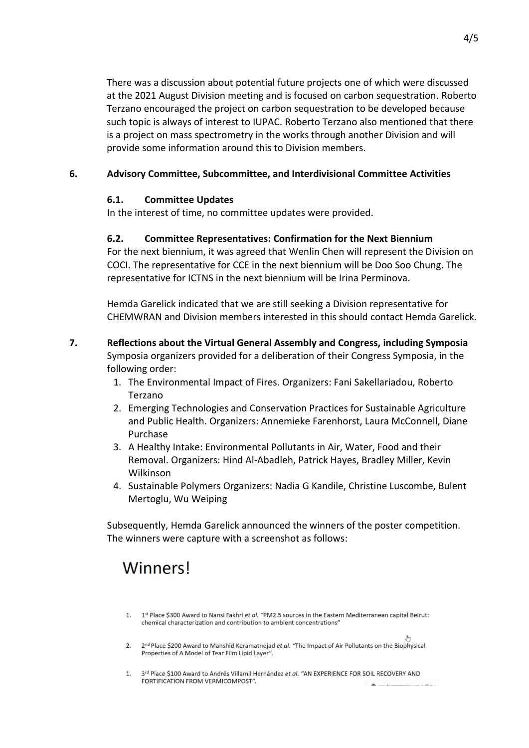There was a discussion about potential future projects one of which were discussed at the 2021 August Division meeting and is focused on carbon sequestration. Roberto Terzano encouraged the project on carbon sequestration to be developed because such topic is always of interest to IUPAC. Roberto Terzano also mentioned that there is a project on mass spectrometry in the works through another Division and will provide some information around this to Division members.

## 6. Advisory Committee, Subcommittee, and Interdivisional Committee Activities

### 6.1. Committee Updates

In the interest of time, no committee updates were provided.

### 6.2. Committee Representatives: Confirmation for the Next Biennium

For the next biennium, it was agreed that Wenlin Chen will represent the Division on COCI. The representative for CCE in the next biennium will be Doo Soo Chung. The representative for ICTNS in the next biennium will be Irina Perminova.

Hemda Garelick indicated that we are still seeking a Division representative for CHEMWRAN and Division members interested in this should contact Hemda Garelick.

## 7. Reflections about the Virtual General Assembly and Congress, including Symposia

Symposia organizers provided for a deliberation of their Congress Symposia, in the following order:

1. The Environmental Impact of Fires. Organizers: Fani Sakellariadou, Roberto Terzano
2. Emerging Technologies and Conservation Practices for Sustainable Agriculture and Public Health. Organizers: Annemieke Farenhorst, Laura McConnell, Diane Purchase
3. A Healthy Intake: Environmental Pollutants in Air, Water, Food and their Removal. Organizers: Hind Al-Abadleh, Patrick Hayes, Bradley Miller, Kevin Wilkinson
4. Sustainable Polymers Organizers: Nadia G Kandile, Christine Luscombe, Bulent Mertoglu, Wu Weiping

Subsequently, Hemda Garelick announced the winners of the poster competition. The winners were capture with a screenshot as follows:

# Winners!

1. 1st Place $300 Award to Nansi Fakhri *et al.* "PM2.5 sources in the Eastern Mediterranean capital Beirut: chemical characterization and contribution to ambient concentrations"

2. 2nd Place $200 Award to Mahshid Keramatnejad *et al.* "The Impact of Air Pollutants on the Biophysical Properties of A Model of Tear Film Lipid Layer".

1. 3rd Place $100 Award to Andrés Villamil Hernández *et al.* "AN EXPERIENCE FOR SOIL RECOVERY AND FORTIFICATION FROM VERMICOMPOST".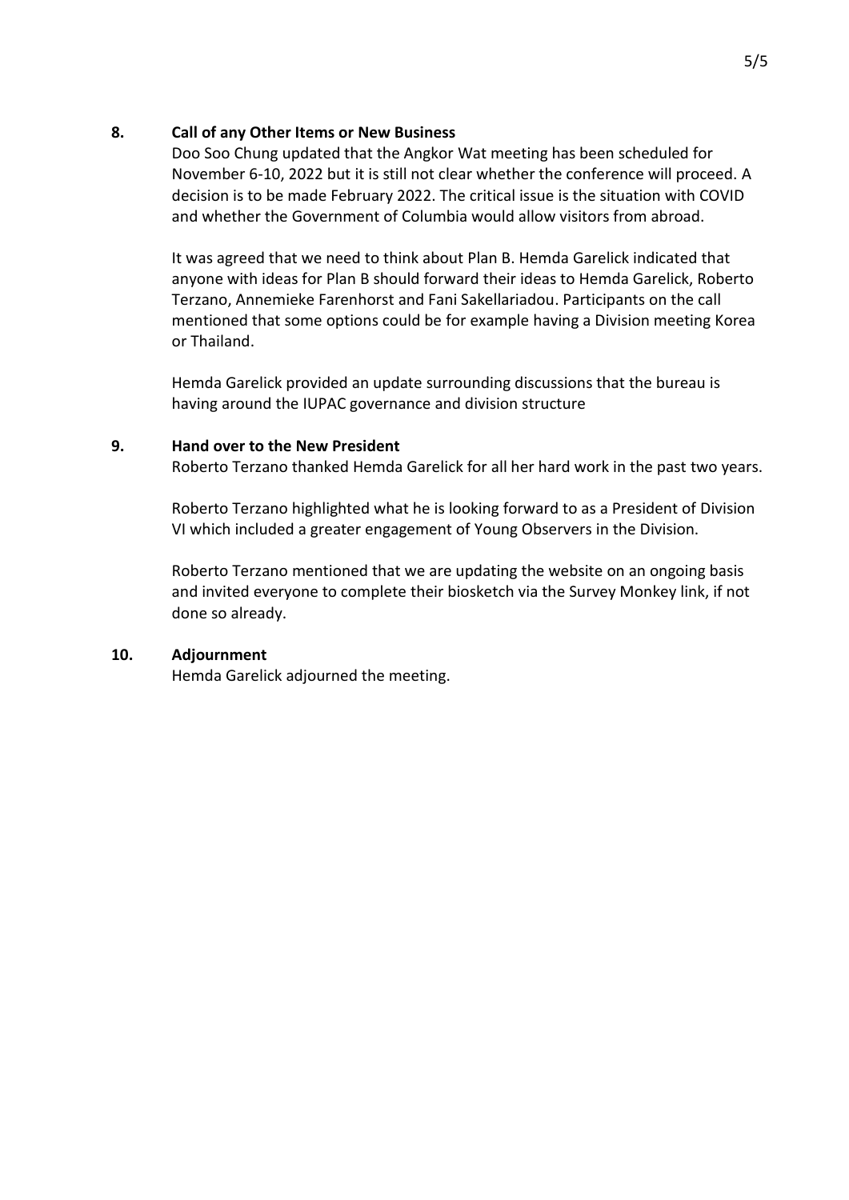## 8. Call of any Other Items or New Business

Doo Soo Chung updated that the Angkor Wat meeting has been scheduled for November 6-10, 2022 but it is still not clear whether the conference will proceed. A decision is to be made February 2022. The critical issue is the situation with COVID and whether the Government of Columbia would allow visitors from abroad.

It was agreed that we need to think about Plan B. Hemda Garelick indicated that anyone with ideas for Plan B should forward their ideas to Hemda Garelick, Roberto Terzano, Annemieke Farenhorst and Fani Sakellariadou. Participants on the call mentioned that some options could be for example having a Division meeting Korea or Thailand.

Hemda Garelick provided an update surrounding discussions that the bureau is having around the IUPAC governance and division structure

## 9. Hand over to the New President

Roberto Terzano thanked Hemda Garelick for all her hard work in the past two years.

Roberto Terzano highlighted what he is looking forward to as a President of Division VI which included a greater engagement of Young Observers in the Division.

Roberto Terzano mentioned that we are updating the website on an ongoing basis and invited everyone to complete their biosketch via the Survey Monkey link, if not done so already.

## 10. Adjournment

Hemda Garelick adjourned the meeting.